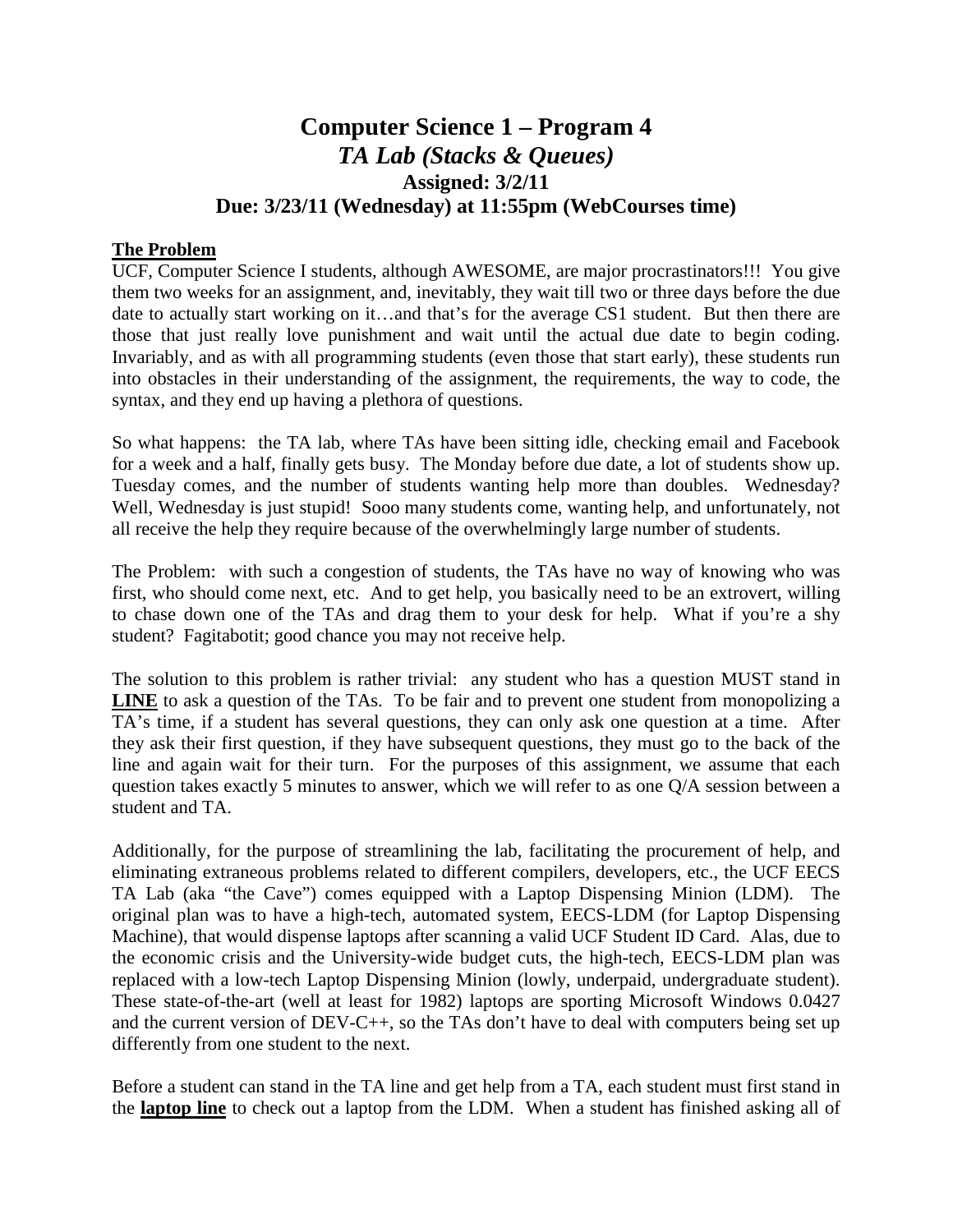# Computer Science 1 – Program 4

## *TA Lab (Stacks & Queues)*

### Assigned: 3/2/11

### Due: 3/23/11 (Wednesday) at 11:55pm (WebCourses time)

**The Problem**

UCF, Computer Science I students, although AWESOME, are major procrastinators!!! You give them two weeks for an assignment, and, inevitably, they wait till two or three days before the due date to actually start working on it…and that's for the average CS1 student. But then there are those that just really love punishment and wait until the actual due date to begin coding. Invariably, and as with all programming students (even those that start early), these students run into obstacles in their understanding of the assignment, the requirements, the way to code, the syntax, and they end up having a plethora of questions.

So what happens: the TA lab, where TAs have been sitting idle, checking email and Facebook for a week and a half, finally gets busy. The Monday before due date, a lot of students show up. Tuesday comes, and the number of students wanting help more than doubles. Wednesday? Well, Wednesday is just stupid! Sooo many students come, wanting help, and unfortunately, not all receive the help they require because of the overwhelmingly large number of students.

The Problem: with such a congestion of students, the TAs have no way of knowing who was first, who should come next, etc. And to get help, you basically need to be an extrovert, willing to chase down one of the TAs and drag them to your desk for help. What if you're a shy student? Fagitabotit; good chance you may not receive help.

The solution to this problem is rather trivial: any student who has a question MUST stand in **LINE** to ask a question of the TAs. To be fair and to prevent one student from monopolizing a TA's time, if a student has several questions, they can only ask one question at a time. After they ask their first question, if they have subsequent questions, they must go to the back of the line and again wait for their turn. For the purposes of this assignment, we assume that each question takes exactly 5 minutes to answer, which we will refer to as one Q/A session between a student and TA.

Additionally, for the purpose of streamlining the lab, facilitating the procurement of help, and eliminating extraneous problems related to different compilers, developers, etc., the UCF EECS TA Lab (aka "the Cave") comes equipped with a Laptop Dispensing Minion (LDM). The original plan was to have a high-tech, automated system, EECS-LDM (for Laptop Dispensing Machine), that would dispense laptops after scanning a valid UCF Student ID Card. Alas, due to the economic crisis and the University-wide budget cuts, the high-tech, EECS-LDM plan was replaced with a low-tech Laptop Dispensing Minion (lowly, underpaid, undergraduate student). These state-of-the-art (well at least for 1982) laptops are sporting Microsoft Windows 0.0427 and the current version of DEV-C++, so the TAs don't have to deal with computers being set up differently from one student to the next.

Before a student can stand in the TA line and get help from a TA, each student must first stand in the **laptop line** to check out a laptop from the LDM. When a student has finished asking all of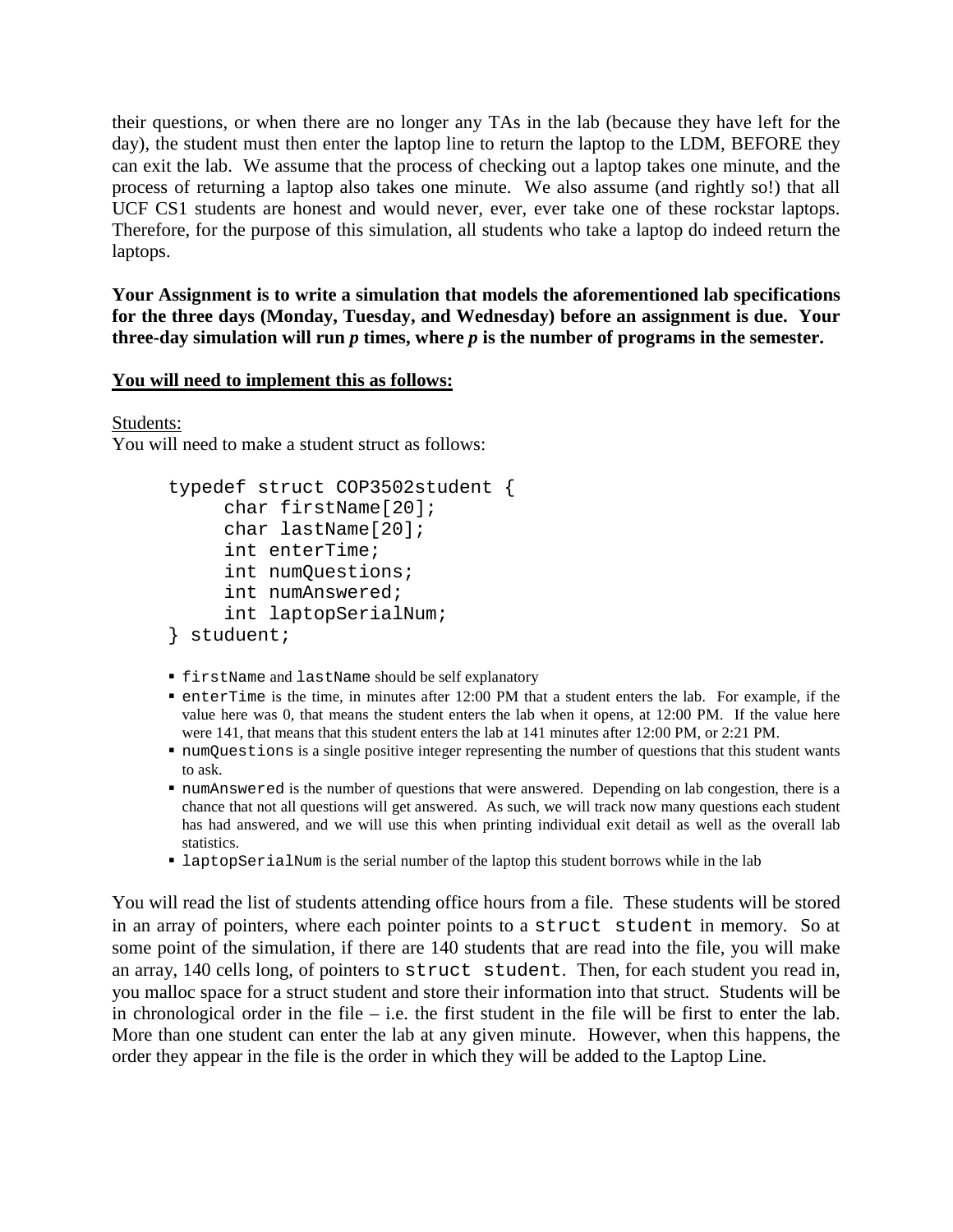their questions, or when there are no longer any TAs in the lab (because they have left for the day), the student must then enter the laptop line to return the laptop to the LDM, BEFORE they can exit the lab. We assume that the process of checking out a laptop takes one minute, and the process of returning a laptop also takes one minute. We also assume (and rightly so!) that all UCF CS1 students are honest and would never, ever, ever take one of these rockstar laptops. Therefore, for the purpose of this simulation, all students who take a laptop do indeed return the laptops.

**Your Assignment is to write a simulation that models the aforementioned lab specifications for the three days (Monday, Tuesday, and Wednesday) before an assignment is due. Your three-day simulation will run *p* times, where *p* is the number of programs in the semester.**

**<u>You will need to implement this as follows:</u>**

<u>Students:</u>
You will need to make a student struct as follows:

```
typedef struct COP3502student {
     char firstName[20];
     char lastName[20];
     int enterTime;
     int numQuestions;
     int numAnswered;
     int laptopSerialNum;
} studuent;
```

- `firstName` and `lastName` should be self explanatory
- `enterTime` is the time, in minutes after 12:00 PM that a student enters the lab. For example, if the value here was 0, that means the student enters the lab when it opens, at 12:00 PM. If the value here were 141, that means that this student enters the lab at 141 minutes after 12:00 PM, or 2:21 PM.
- `numQuestions` is a single positive integer representing the number of questions that this student wants to ask.
- `numAnswered` is the number of questions that were answered. Depending on lab congestion, there is a chance that not all questions will get answered. As such, we will track now many questions each student has had answered, and we will use this when printing individual exit detail as well as the overall lab statistics.
- `laptopSerialNum` is the serial number of the laptop this student borrows while in the lab

You will read the list of students attending office hours from a file. These students will be stored in an array of pointers, where each pointer points to a `struct student` in memory. So at some point of the simulation, if there are 140 students that are read into the file, you will make an array, 140 cells long, of pointers to `struct student`. Then, for each student you read in, you malloc space for a struct student and store their information into that struct. Students will be in chronological order in the file – i.e. the first student in the file will be first to enter the lab. More than one student can enter the lab at any given minute. However, when this happens, the order they appear in the file is the order in which they will be added to the Laptop Line.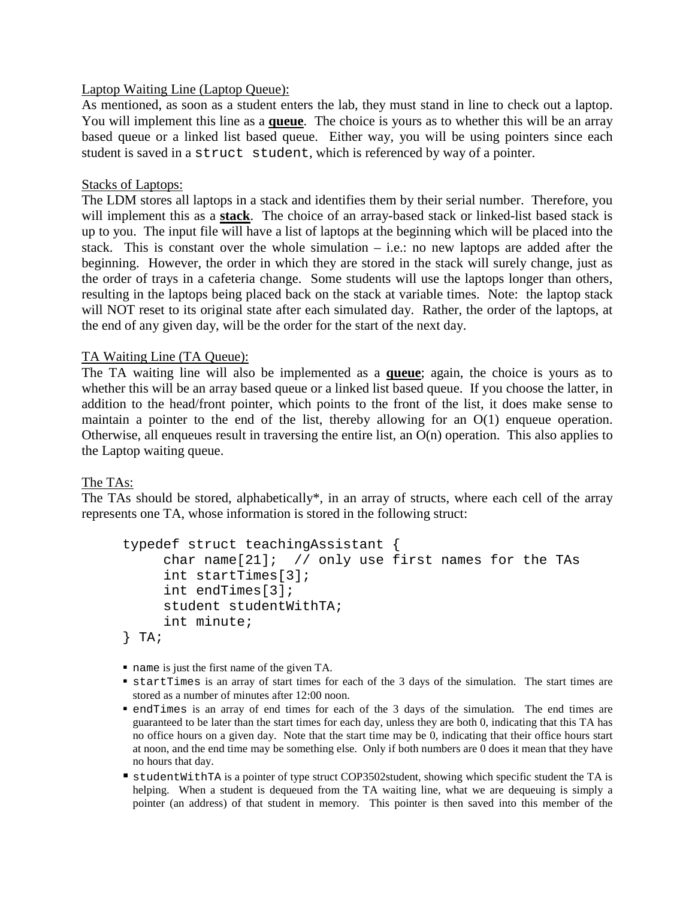Laptop Waiting Line (Laptop Queue):

As mentioned, as soon as a student enters the lab, they must stand in line to check out a laptop. You will implement this line as a **queue**. The choice is yours as to whether this will be an array based queue or a linked list based queue. Either way, you will be using pointers since each student is saved in a `struct student`, which is referenced by way of a pointer.

Stacks of Laptops:

The LDM stores all laptops in a stack and identifies them by their serial number. Therefore, you will implement this as a **stack**. The choice of an array-based stack or linked-list based stack is up to you. The input file will have a list of laptops at the beginning which will be placed into the stack. This is constant over the whole simulation – i.e.: no new laptops are added after the beginning. However, the order in which they are stored in the stack will surely change, just as the order of trays in a cafeteria change. Some students will use the laptops longer than others, resulting in the laptops being placed back on the stack at variable times. Note: the laptop stack will NOT reset to its original state after each simulated day. Rather, the order of the laptops, at the end of any given day, will be the order for the start of the next day.

TA Waiting Line (TA Queue):

The TA waiting line will also be implemented as a **queue**; again, the choice is yours as to whether this will be an array based queue or a linked list based queue. If you choose the latter, in addition to the head/front pointer, which points to the front of the list, it does make sense to maintain a pointer to the end of the list, thereby allowing for an O(1) enqueue operation. Otherwise, all enqueues result in traversing the entire list, an O(n) operation. This also applies to the Laptop waiting queue.

The TAs:

The TAs should be stored, alphabetically*, in an array of structs, where each cell of the array represents one TA, whose information is stored in the following struct:

```
typedef struct teachingAssistant {
     char name[21];  // only use first names for the TAs
     int startTimes[3];
     int endTimes[3];
     student studentWithTA;
     int minute;
} TA;
```

- `name` is just the first name of the given TA.
- `startTimes` is an array of start times for each of the 3 days of the simulation. The start times are stored as a number of minutes after 12:00 noon.
- `endTimes` is an array of end times for each of the 3 days of the simulation. The end times are guaranteed to be later than the start times for each day, unless they are both 0, indicating that this TA has no office hours on a given day. Note that the start time may be 0, indicating that their office hours start at noon, and the end time may be something else. Only if both numbers are 0 does it mean that they have no hours that day.
- `studentWithTA` is a pointer of type struct COP3502student, showing which specific student the TA is helping. When a student is dequeued from the TA waiting line, what we are dequeuing is simply a pointer (an address) of that student in memory. This pointer is then saved into this member of the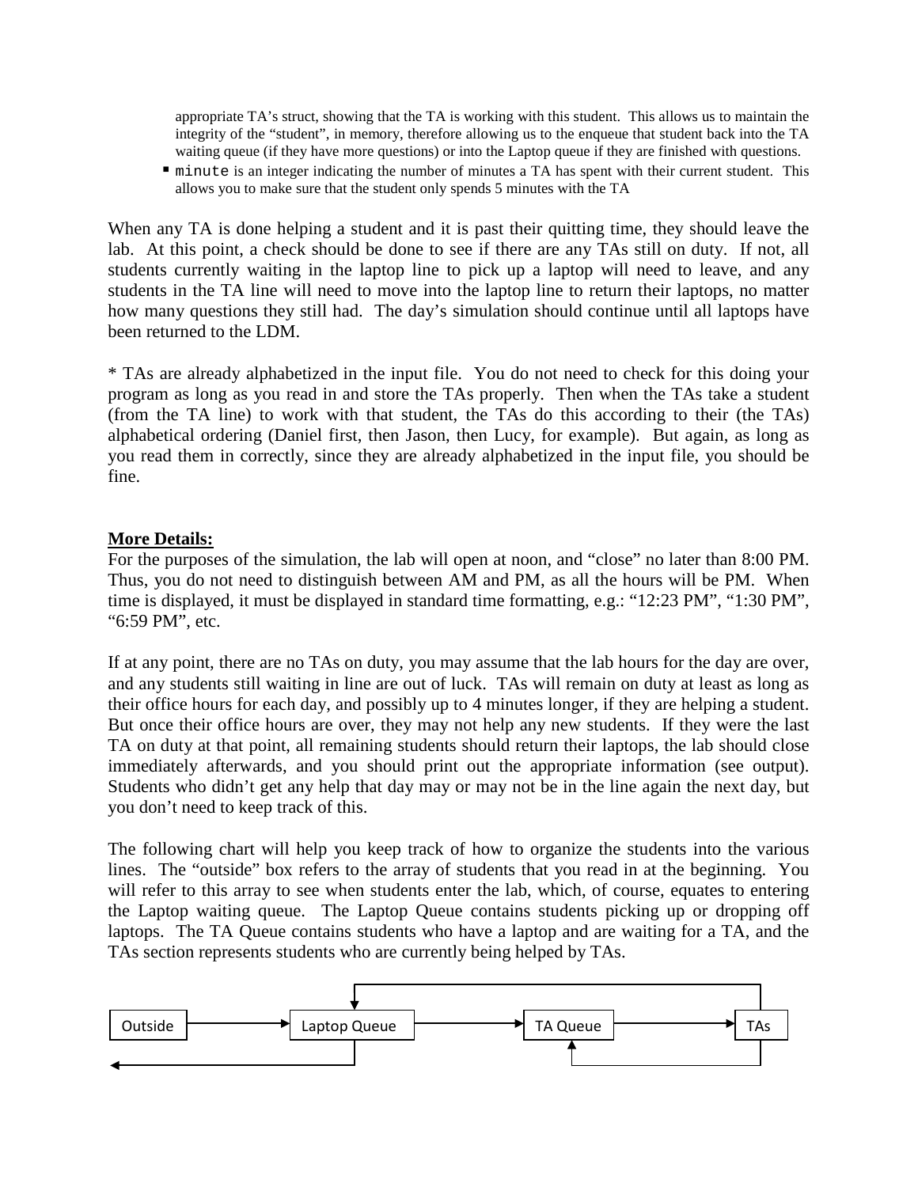appropriate TA's struct, showing that the TA is working with this student. This allows us to maintain the integrity of the "student", in memory, therefore allowing us to the enqueue that student back into the TA waiting queue (if they have more questions) or into the Laptop queue if they are finished with questions.

- `minute` is an integer indicating the number of minutes a TA has spent with their current student. This allows you to make sure that the student only spends 5 minutes with the TA

When any TA is done helping a student and it is past their quitting time, they should leave the lab. At this point, a check should be done to see if there are any TAs still on duty. If not, all students currently waiting in the laptop line to pick up a laptop will need to leave, and any students in the TA line will need to move into the laptop line to return their laptops, no matter how many questions they still had. The day's simulation should continue until all laptops have been returned to the LDM.

* TAs are already alphabetized in the input file. You do not need to check for this doing your program as long as you read in and store the TAs properly. Then when the TAs take a student (from the TA line) to work with that student, the TAs do this according to their (the TAs) alphabetical ordering (Daniel first, then Jason, then Lucy, for example). But again, as long as you read them in correctly, since they are already alphabetized in the input file, you should be fine.

**More Details:**

For the purposes of the simulation, the lab will open at noon, and "close" no later than 8:00 PM. Thus, you do not need to distinguish between AM and PM, as all the hours will be PM. When time is displayed, it must be displayed in standard time formatting, e.g.: "12:23 PM", "1:30 PM", "6:59 PM", etc.

If at any point, there are no TAs on duty, you may assume that the lab hours for the day are over, and any students still waiting in line are out of luck. TAs will remain on duty at least as long as their office hours for each day, and possibly up to 4 minutes longer, if they are helping a student. But once their office hours are over, they may not help any new students. If they were the last TA on duty at that point, all remaining students should return their laptops, the lab should close immediately afterwards, and you should print out the appropriate information (see output). Students who didn't get any help that day may or may not be in the line again the next day, but you don't need to keep track of this.

The following chart will help you keep track of how to organize the students into the various lines. The "outside" box refers to the array of students that you read in at the beginning. You will refer to this array to see when students enter the lab, which, of course, equates to entering the Laptop waiting queue. The Laptop Queue contains students picking up or dropping off laptops. The TA Queue contains students who have a laptop and are waiting for a TA, and the TAs section represents students who are currently being helped by TAs.

Outside → Laptop Queue → TA Queue → TAs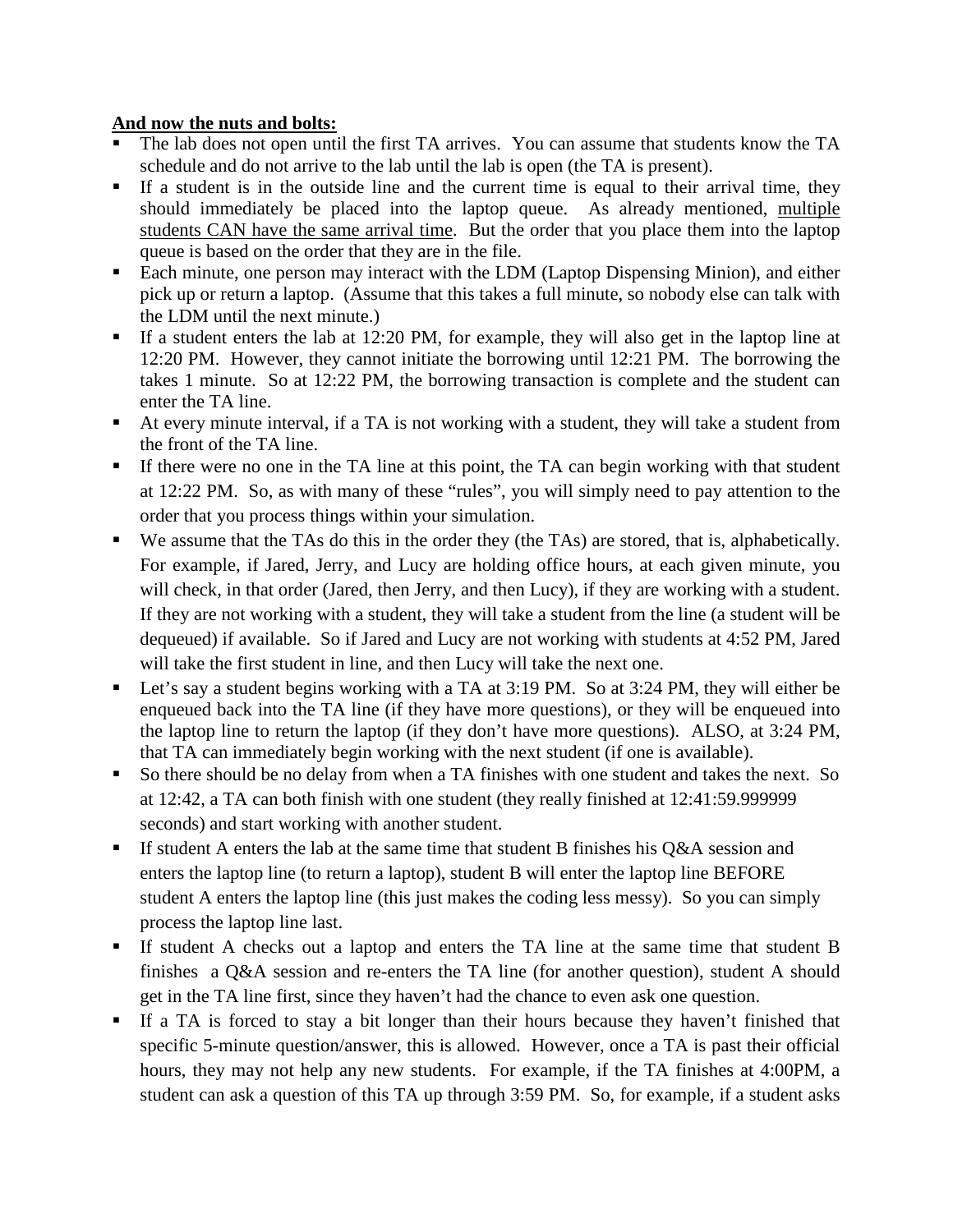**<u>And now the nuts and bolts:</u>**

- The lab does not open until the first TA arrives. You can assume that students know the TA schedule and do not arrive to the lab until the lab is open (the TA is present).
- If a student is in the outside line and the current time is equal to their arrival time, they should immediately be placed into the laptop queue. As already mentioned, <u>multiple students CAN have the same arrival time</u>. But the order that you place them into the laptop queue is based on the order that they are in the file.
- Each minute, one person may interact with the LDM (Laptop Dispensing Minion), and either pick up or return a laptop. (Assume that this takes a full minute, so nobody else can talk with the LDM until the next minute.)
- If a student enters the lab at 12:20 PM, for example, they will also get in the laptop line at 12:20 PM. However, they cannot initiate the borrowing until 12:21 PM. The borrowing the takes 1 minute. So at 12:22 PM, the borrowing transaction is complete and the student can enter the TA line.
- At every minute interval, if a TA is not working with a student, they will take a student from the front of the TA line.
- If there were no one in the TA line at this point, the TA can begin working with that student at 12:22 PM. So, as with many of these "rules", you will simply need to pay attention to the order that you process things within your simulation.
- We assume that the TAs do this in the order they (the TAs) are stored, that is, alphabetically. For example, if Jared, Jerry, and Lucy are holding office hours, at each given minute, you will check, in that order (Jared, then Jerry, and then Lucy), if they are working with a student. If they are not working with a student, they will take a student from the line (a student will be dequeued) if available. So if Jared and Lucy are not working with students at 4:52 PM, Jared will take the first student in line, and then Lucy will take the next one.
- Let's say a student begins working with a TA at 3:19 PM. So at 3:24 PM, they will either be enqueued back into the TA line (if they have more questions), or they will be enqueued into the laptop line to return the laptop (if they don't have more questions). ALSO, at 3:24 PM, that TA can immediately begin working with the next student (if one is available).
- So there should be no delay from when a TA finishes with one student and takes the next. So at 12:42, a TA can both finish with one student (they really finished at 12:41:59.999999 seconds) and start working with another student.
- If student A enters the lab at the same time that student B finishes his Q&A session and enters the laptop line (to return a laptop), student B will enter the laptop line BEFORE student A enters the laptop line (this just makes the coding less messy). So you can simply process the laptop line last.
- If student A checks out a laptop and enters the TA line at the same time that student B finishes a Q&A session and re-enters the TA line (for another question), student A should get in the TA line first, since they haven't had the chance to even ask one question.
- If a TA is forced to stay a bit longer than their hours because they haven't finished that specific 5-minute question/answer, this is allowed. However, once a TA is past their official hours, they may not help any new students. For example, if the TA finishes at 4:00PM, a student can ask a question of this TA up through 3:59 PM. So, for example, if a student asks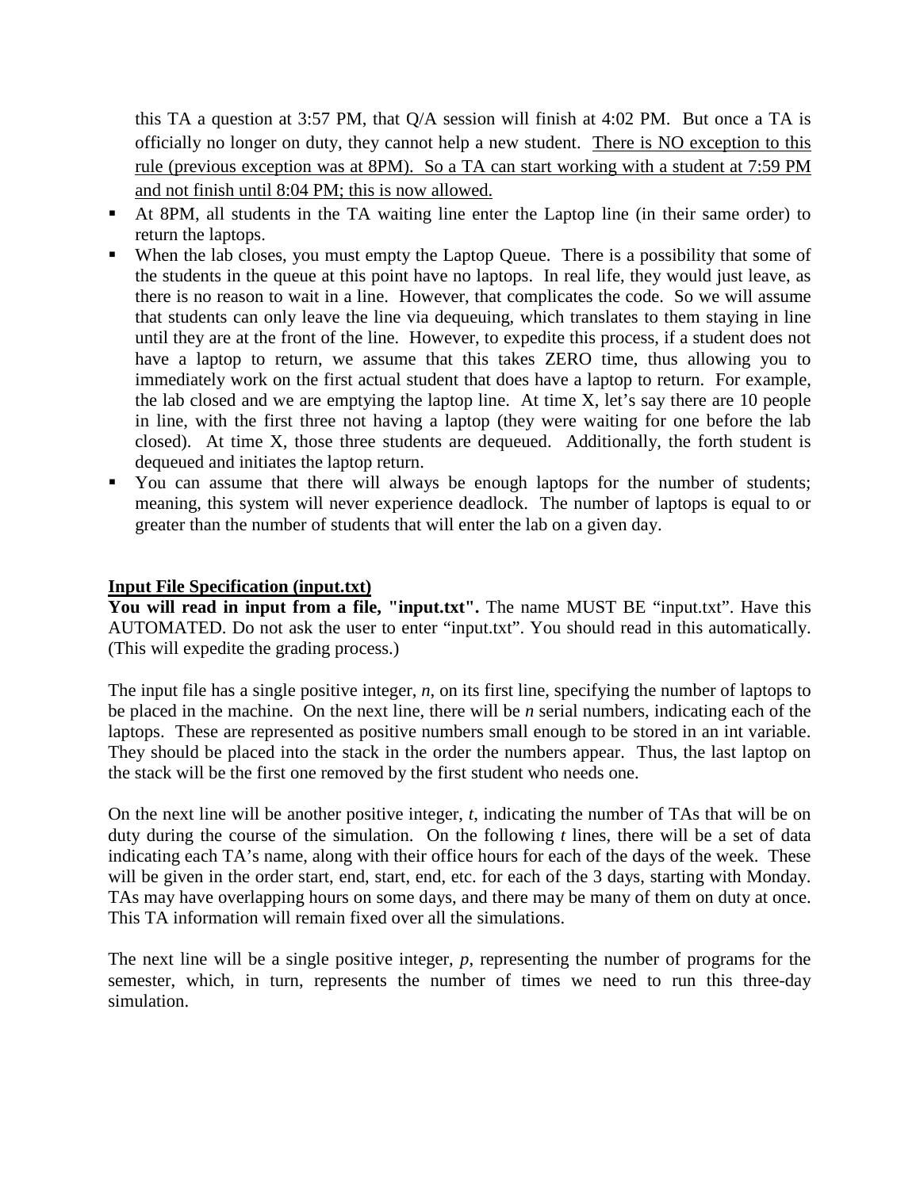this TA a question at 3:57 PM, that Q/A session will finish at 4:02 PM. But once a TA is officially no longer on duty, they cannot help a new student. <u>There is NO exception to this rule (previous exception was at 8PM). So a TA can start working with a student at 7:59 PM and not finish until 8:04 PM; this is now allowed.</u>

- At 8PM, all students in the TA waiting line enter the Laptop line (in their same order) to return the laptops.
- When the lab closes, you must empty the Laptop Queue. There is a possibility that some of the students in the queue at this point have no laptops. In real life, they would just leave, as there is no reason to wait in a line. However, that complicates the code. So we will assume that students can only leave the line via dequeuing, which translates to them staying in line until they are at the front of the line. However, to expedite this process, if a student does not have a laptop to return, we assume that this takes ZERO time, thus allowing you to immediately work on the first actual student that does have a laptop to return. For example, the lab closed and we are emptying the laptop line. At time X, let's say there are 10 people in line, with the first three not having a laptop (they were waiting for one before the lab closed). At time X, those three students are dequeued. Additionally, the forth student is dequeued and initiates the laptop return.
- You can assume that there will always be enough laptops for the number of students; meaning, this system will never experience deadlock. The number of laptops is equal to or greater than the number of students that will enter the lab on a given day.

**<u>Input File Specification (input.txt)</u>**

**You will read in input from a file, "input.txt".** The name MUST BE "input.txt". Have this AUTOMATED. Do not ask the user to enter "input.txt". You should read in this automatically. (This will expedite the grading process.)

The input file has a single positive integer, *n*, on its first line, specifying the number of laptops to be placed in the machine. On the next line, there will be *n* serial numbers, indicating each of the laptops. These are represented as positive numbers small enough to be stored in an int variable. They should be placed into the stack in the order the numbers appear. Thus, the last laptop on the stack will be the first one removed by the first student who needs one.

On the next line will be another positive integer, *t*, indicating the number of TAs that will be on duty during the course of the simulation. On the following *t* lines, there will be a set of data indicating each TA's name, along with their office hours for each of the days of the week. These will be given in the order start, end, start, end, etc. for each of the 3 days, starting with Monday. TAs may have overlapping hours on some days, and there may be many of them on duty at once. This TA information will remain fixed over all the simulations.

The next line will be a single positive integer, *p*, representing the number of programs for the semester, which, in turn, represents the number of times we need to run this three-day simulation.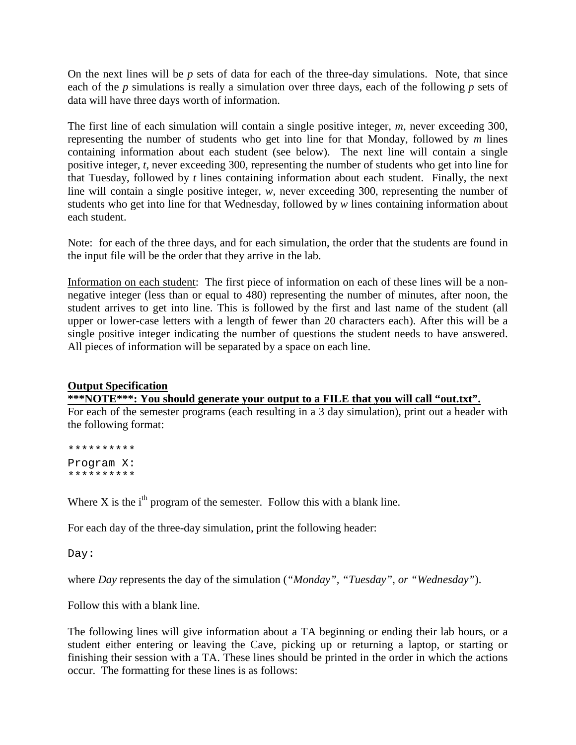On the next lines will be *p* sets of data for each of the three-day simulations. Note, that since each of the *p* simulations is really a simulation over three days, each of the following *p* sets of data will have three days worth of information.

The first line of each simulation will contain a single positive integer, *m*, never exceeding 300, representing the number of students who get into line for that Monday, followed by *m* lines containing information about each student (see below). The next line will contain a single positive integer, *t*, never exceeding 300, representing the number of students who get into line for that Tuesday, followed by *t* lines containing information about each student. Finally, the next line will contain a single positive integer, *w*, never exceeding 300, representing the number of students who get into line for that Wednesday, followed by *w* lines containing information about each student.

Note: for each of the three days, and for each simulation, the order that the students are found in the input file will be the order that they arrive in the lab.

<u>Information on each student</u>: The first piece of information on each of these lines will be a non-negative integer (less than or equal to 480) representing the number of minutes, after noon, the student arrives to get into line. This is followed by the first and last name of the student (all upper or lower-case letters with a length of fewer than 20 characters each). After this will be a single positive integer indicating the number of questions the student needs to have answered. All pieces of information will be separated by a space on each line.

**<u>Output Specification</u>**

**<u>***NOTE***: You should generate your output to a FILE that you will call "out.txt".</u>**

For each of the semester programs (each resulting in a 3 day simulation), print out a header with the following format:

```
**********
Program X:
**********
```

Where X is the i^th^ program of the semester. Follow this with a blank line.

For each day of the three-day simulation, print the following header:

```
Day:
```

where *Day* represents the day of the simulation (*"Monday", "Tuesday", or "Wednesday"*).

Follow this with a blank line.

The following lines will give information about a TA beginning or ending their lab hours, or a student either entering or leaving the Cave, picking up or returning a laptop, or starting or finishing their session with a TA. These lines should be printed in the order in which the actions occur. The formatting for these lines is as follows: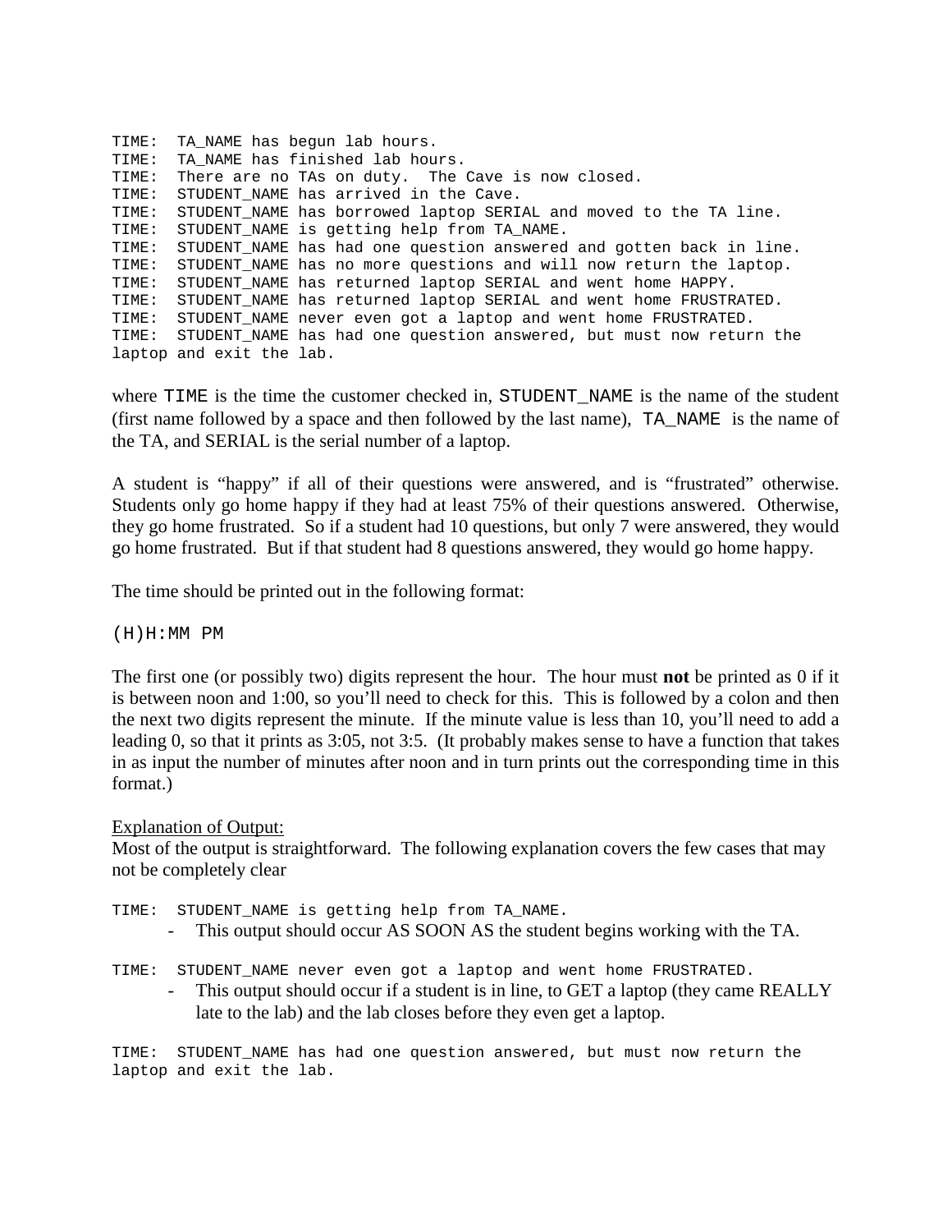```
TIME:  TA_NAME has begun lab hours.
TIME:  TA_NAME has finished lab hours.
TIME:  There are no TAs on duty.  The Cave is now closed.
TIME:  STUDENT_NAME has arrived in the Cave.
TIME:  STUDENT_NAME has borrowed laptop SERIAL and moved to the TA line.
TIME:  STUDENT_NAME is getting help from TA_NAME.
TIME:  STUDENT_NAME has had one question answered and gotten back in line.
TIME:  STUDENT_NAME has no more questions and will now return the laptop.
TIME:  STUDENT_NAME has returned laptop SERIAL and went home HAPPY.
TIME:  STUDENT_NAME has returned laptop SERIAL and went home FRUSTRATED.
TIME:  STUDENT_NAME never even got a laptop and went home FRUSTRATED.
TIME:  STUDENT_NAME has had one question answered, but must now return the
laptop and exit the lab.
```

where `TIME` is the time the customer checked in, `STUDENT_NAME` is the name of the student (first name followed by a space and then followed by the last name), `TA_NAME` is the name of the TA, and SERIAL is the serial number of a laptop.

A student is "happy" if all of their questions were answered, and is "frustrated" otherwise. Students only go home happy if they had at least 75% of their questions answered. Otherwise, they go home frustrated. So if a student had 10 questions, but only 7 were answered, they would go home frustrated. But if that student had 8 questions answered, they would go home happy.

The time should be printed out in the following format:

```
(H)H:MM PM
```

The first one (or possibly two) digits represent the hour. The hour must **not** be printed as 0 if it is between noon and 1:00, so you'll need to check for this. This is followed by a colon and then the next two digits represent the minute. If the minute value is less than 10, you'll need to add a leading 0, so that it prints as 3:05, not 3:5. (It probably makes sense to have a function that takes in as input the number of minutes after noon and in turn prints out the corresponding time in this format.)

Explanation of Output:

Most of the output is straightforward. The following explanation covers the few cases that may not be completely clear

```
TIME:  STUDENT_NAME is getting help from TA_NAME.
```

- This output should occur AS SOON AS the student begins working with the TA.

```
TIME:  STUDENT_NAME never even got a laptop and went home FRUSTRATED.
```

- This output should occur if a student is in line, to GET a laptop (they came REALLY late to the lab) and the lab closes before they even get a laptop.

```
TIME:  STUDENT_NAME has had one question answered, but must now return the
laptop and exit the lab.
```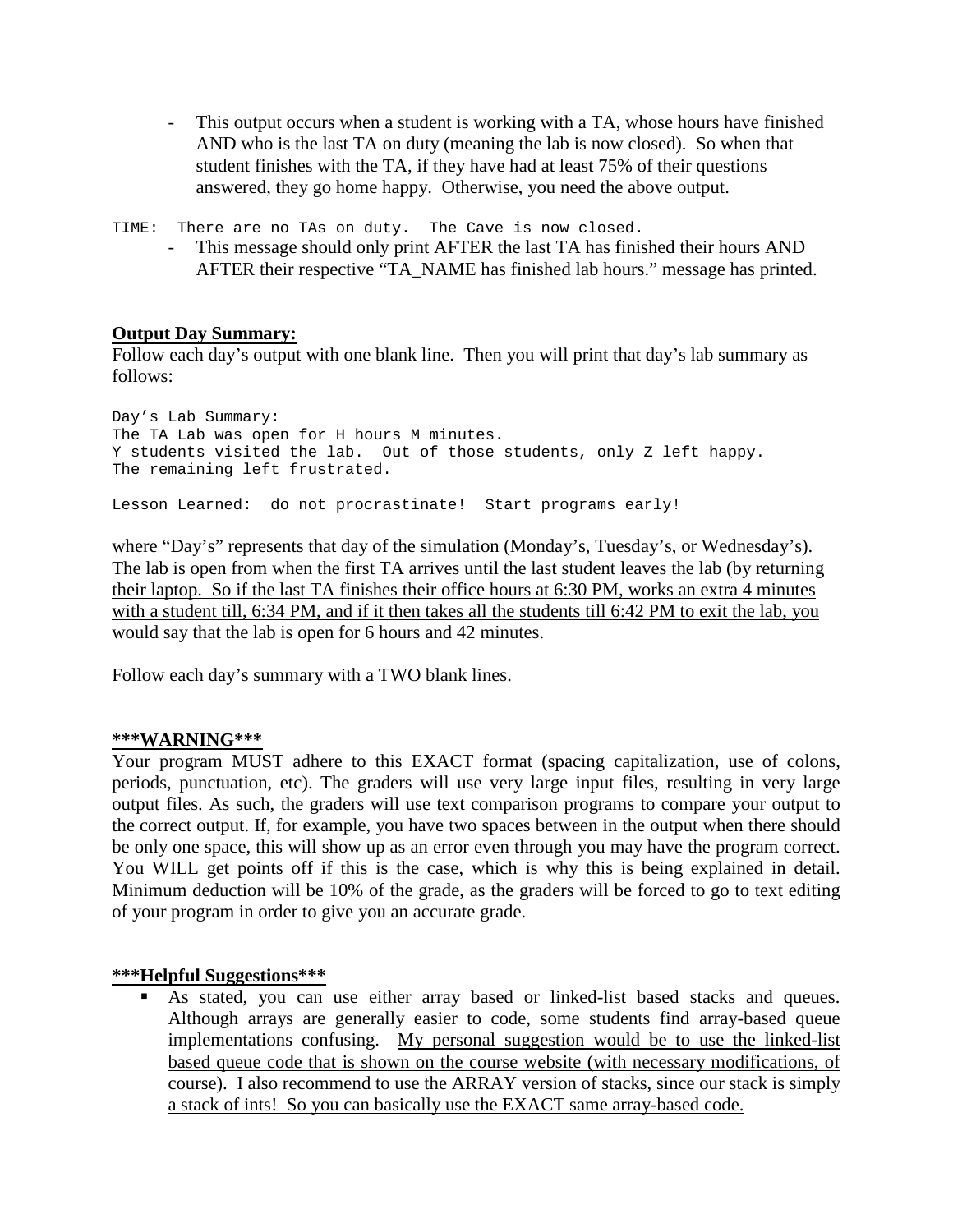- This output occurs when a student is working with a TA, whose hours have finished AND who is the last TA on duty (meaning the lab is now closed). So when that student finishes with the TA, if they have had at least 75% of their questions answered, they go home happy. Otherwise, you need the above output.

```
TIME:  There are no TAs on duty.  The Cave is now closed.
```

- This message should only print AFTER the last TA has finished their hours AND AFTER their respective "TA_NAME has finished lab hours." message has printed.

**Output Day Summary:**

Follow each day's output with one blank line. Then you will print that day's lab summary as follows:

```
Day's Lab Summary:
The TA Lab was open for H hours M minutes.
Y students visited the lab.  Out of those students, only Z left happy.
The remaining left frustrated.

Lesson Learned:  do not procrastinate!  Start programs early!
```

where "Day's" represents that day of the simulation (Monday's, Tuesday's, or Wednesday's). The lab is open from when the first TA arrives until the last student leaves the lab (by returning their laptop. So if the last TA finishes their office hours at 6:30 PM, works an extra 4 minutes with a student till, 6:34 PM, and if it then takes all the students till 6:42 PM to exit the lab, you would say that the lab is open for 6 hours and 42 minutes.

Follow each day's summary with a TWO blank lines.

**\*\*\*WARNING\*\*\***

Your program MUST adhere to this EXACT format (spacing capitalization, use of colons, periods, punctuation, etc). The graders will use very large input files, resulting in very large output files. As such, the graders will use text comparison programs to compare your output to the correct output. If, for example, you have two spaces between in the output when there should be only one space, this will show up as an error even through you may have the program correct. You WILL get points off if this is the case, which is why this is being explained in detail. Minimum deduction will be 10% of the grade, as the graders will be forced to go to text editing of your program in order to give you an accurate grade.

**\*\*\*Helpful Suggestions\*\*\***

- As stated, you can use either array based or linked-list based stacks and queues. Although arrays are generally easier to code, some students find array-based queue implementations confusing. My personal suggestion would be to use the linked-list based queue code that is shown on the course website (with necessary modifications, of course). I also recommend to use the ARRAY version of stacks, since our stack is simply a stack of ints! So you can basically use the EXACT same array-based code.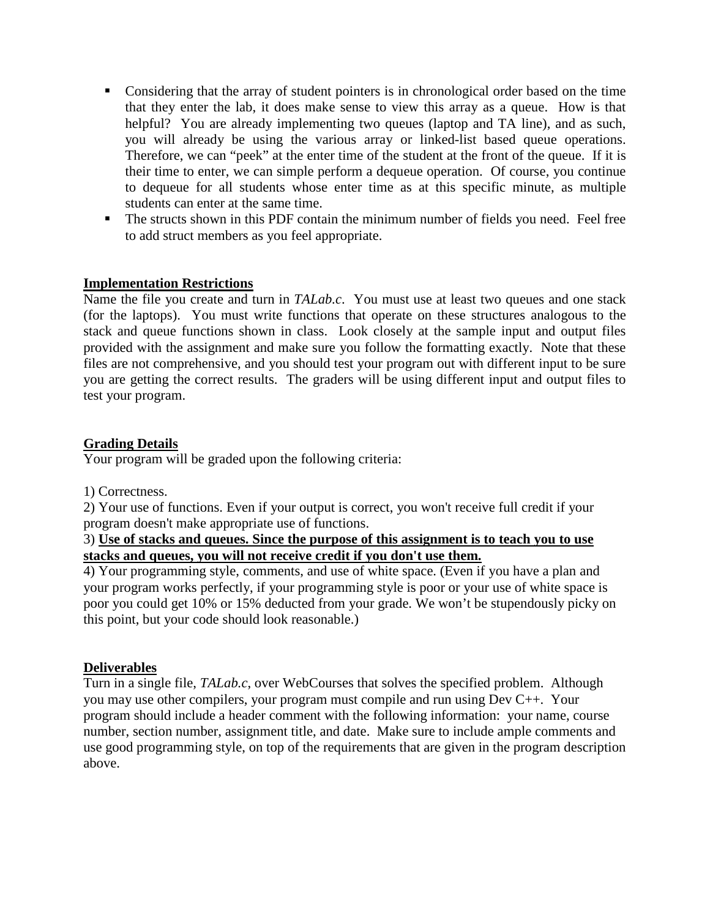- Considering that the array of student pointers is in chronological order based on the time that they enter the lab, it does make sense to view this array as a queue. How is that helpful? You are already implementing two queues (laptop and TA line), and as such, you will already be using the various array or linked-list based queue operations. Therefore, we can "peek" at the enter time of the student at the front of the queue. If it is their time to enter, we can simple perform a dequeue operation. Of course, you continue to dequeue for all students whose enter time as at this specific minute, as multiple students can enter at the same time.
- The structs shown in this PDF contain the minimum number of fields you need. Feel free to add struct members as you feel appropriate.

## Implementation Restrictions

Name the file you create and turn in *TALab.c*. You must use at least two queues and one stack (for the laptops). You must write functions that operate on these structures analogous to the stack and queue functions shown in class. Look closely at the sample input and output files provided with the assignment and make sure you follow the formatting exactly. Note that these files are not comprehensive, and you should test your program out with different input to be sure you are getting the correct results. The graders will be using different input and output files to test your program.

## Grading Details

Your program will be graded upon the following criteria:

1) Correctness.
2) Your use of functions. Even if your output is correct, you won't receive full credit if your program doesn't make appropriate use of functions.
3) **Use of stacks and queues. Since the purpose of this assignment is to teach you to use stacks and queues, you will not receive credit if you don't use them.**
4) Your programming style, comments, and use of white space. (Even if you have a plan and your program works perfectly, if your programming style is poor or your use of white space is poor you could get 10% or 15% deducted from your grade. We won't be stupendously picky on this point, but your code should look reasonable.)

## Deliverables

Turn in a single file, *TALab.c*, over WebCourses that solves the specified problem. Although you may use other compilers, your program must compile and run using Dev C++. Your program should include a header comment with the following information: your name, course number, section number, assignment title, and date. Make sure to include ample comments and use good programming style, on top of the requirements that are given in the program description above.